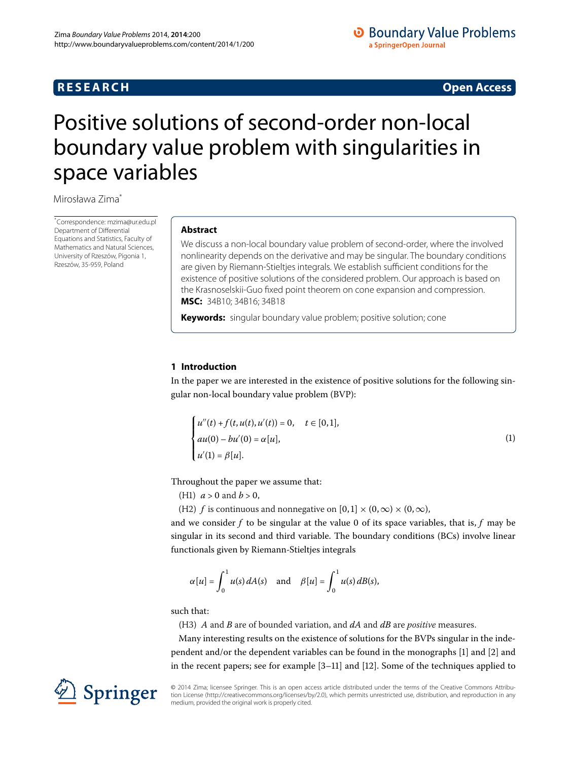**RESEARCH** **Open Access**

# Positive solutions of second-order non-local boundary value problem with singularities in space variables

Mirosława Zima[*]

[*]Correspondence: mzima@ur.edu.pl
Department of Differential Equations and Statistics, Faculty of Mathematics and Natural Sciences, University of Rzeszów, Pigonia 1, Rzeszów, 35-959, Poland

## Abstract

We discuss a non-local boundary value problem of second-order, where the involved nonlinearity depends on the derivative and may be singular. The boundary conditions are given by Riemann-Stieltjes integrals. We establish sufficient conditions for the existence of positive solutions of the considered problem. Our approach is based on the Krasnoselskii-Guo fixed point theorem on cone expansion and compression.

**MSC:** 34B10; 34B16; 34B18

**Keywords:** singular boundary value problem; positive solution; cone

## 1 Introduction

In the paper we are interested in the existence of positive solutions for the following singular non-local boundary value problem (BVP):

$$\begin{cases} u''(t) + f(t, u(t), u'(t)) = 0, \quad t \in [0,1], \\ au(0) - bu'(0) = \alpha[u], \\ u'(1) = \beta[u]. \end{cases} \tag{1}$$

Throughout the paper we assume that:

(H1) $a > 0$ and $b > 0$,

(H2) $f$ is continuous and nonnegative on $[0,1] \times (0,\infty) \times (0,\infty)$,

and we consider $f$ to be singular at the value 0 of its space variables, that is, $f$ may be singular in its second and third variable. The boundary conditions (BCs) involve linear functionals given by Riemann-Stieltjes integrals

$$\alpha[u] = \int_0^1 u(s)\, dA(s) \quad \text{and} \quad \beta[u] = \int_0^1 u(s)\, dB(s),$$

such that:

(H3) $A$ and $B$ are of bounded variation, and $dA$ and $dB$ are *positive* measures.

Many interesting results on the existence of solutions for the BVPs singular in the independent and/or the dependent variables can be found in the monographs [1] and [2] and in the recent papers; see for example [3–11] and [12]. Some of the techniques applied to

© 2014 Zima; licensee Springer. This is an open access article distributed under the terms of the Creative Commons Attribution License (http://creativecommons.org/licenses/by/2.0), which permits unrestricted use, distribution, and reproduction in any medium, provided the original work is properly cited.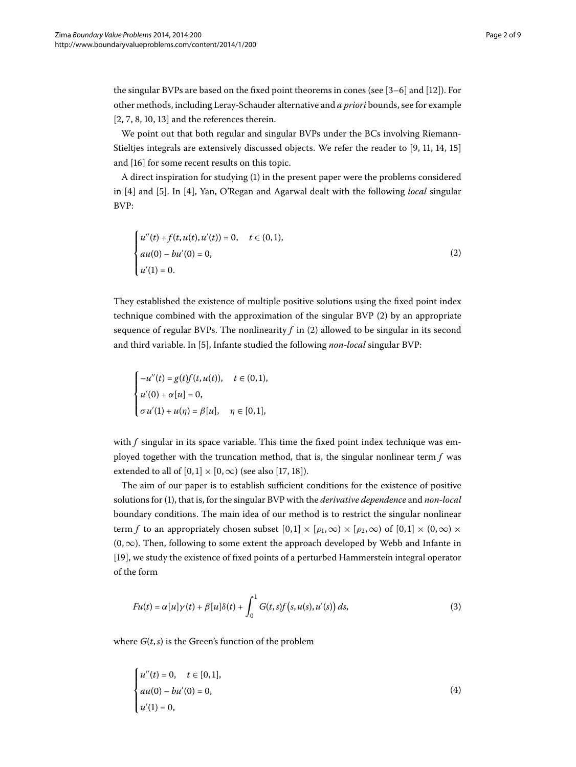the singular BVPs are based on the fixed point theorems in cones (see [3–6] and [12]). For other methods, including Leray-Schauder alternative and *a priori* bounds, see for example [2, 7, 8, 10, 13] and the references therein.

We point out that both regular and singular BVPs under the BCs involving Riemann-Stieltjes integrals are extensively discussed objects. We refer the reader to [9, 11, 14, 15] and [16] for some recent results on this topic.

A direct inspiration for studying (1) in the present paper were the problems considered in [4] and [5]. In [4], Yan, O'Regan and Agarwal dealt with the following *local* singular BVP:

$$\begin{cases} u''(t) + f(t, u(t), u'(t)) = 0, & t \in (0,1), \\ au(0) - bu'(0) = 0, \\ u'(1) = 0. \end{cases} \tag{2}$$

They established the existence of multiple positive solutions using the fixed point index technique combined with the approximation of the singular BVP (2) by an appropriate sequence of regular BVPs. The nonlinearity $f$ in (2) allowed to be singular in its second and third variable. In [5], Infante studied the following *non-local* singular BVP:

$$\begin{cases} -u''(t) = g(t)f(t, u(t)), & t \in (0,1), \\ u'(0) + \alpha[u] = 0, \\ \sigma u'(1) + u(\eta) = \beta[u], & \eta \in [0,1], \end{cases}$$

with $f$ singular in its space variable. This time the fixed point index technique was employed together with the truncation method, that is, the singular nonlinear term $f$ was extended to all of $[0,1] \times [0,\infty)$ (see also [17, 18]).

The aim of our paper is to establish sufficient conditions for the existence of positive solutions for (1), that is, for the singular BVP with the *derivative dependence* and *non-local* boundary conditions. The main idea of our method is to restrict the singular nonlinear term $f$ to an appropriately chosen subset $[0,1] \times [\rho_1, \infty) \times [\rho_2, \infty)$ of $[0,1] \times (0,\infty) \times (0,\infty)$. Then, following to some extent the approach developed by Webb and Infante in [19], we study the existence of fixed points of a perturbed Hammerstein integral operator of the form

$$Fu(t) = \alpha[u]\gamma(t) + \beta[u]\delta(t) + \int_0^1 G(t,s) f\big(s, u(s), u'(s)\big)\, ds, \tag{3}$$

where $G(t,s)$ is the Green's function of the problem

$$\begin{cases} u''(t) = 0, & t \in [0,1], \\ au(0) - bu'(0) = 0, \\ u'(1) = 0, \end{cases} \tag{4}$$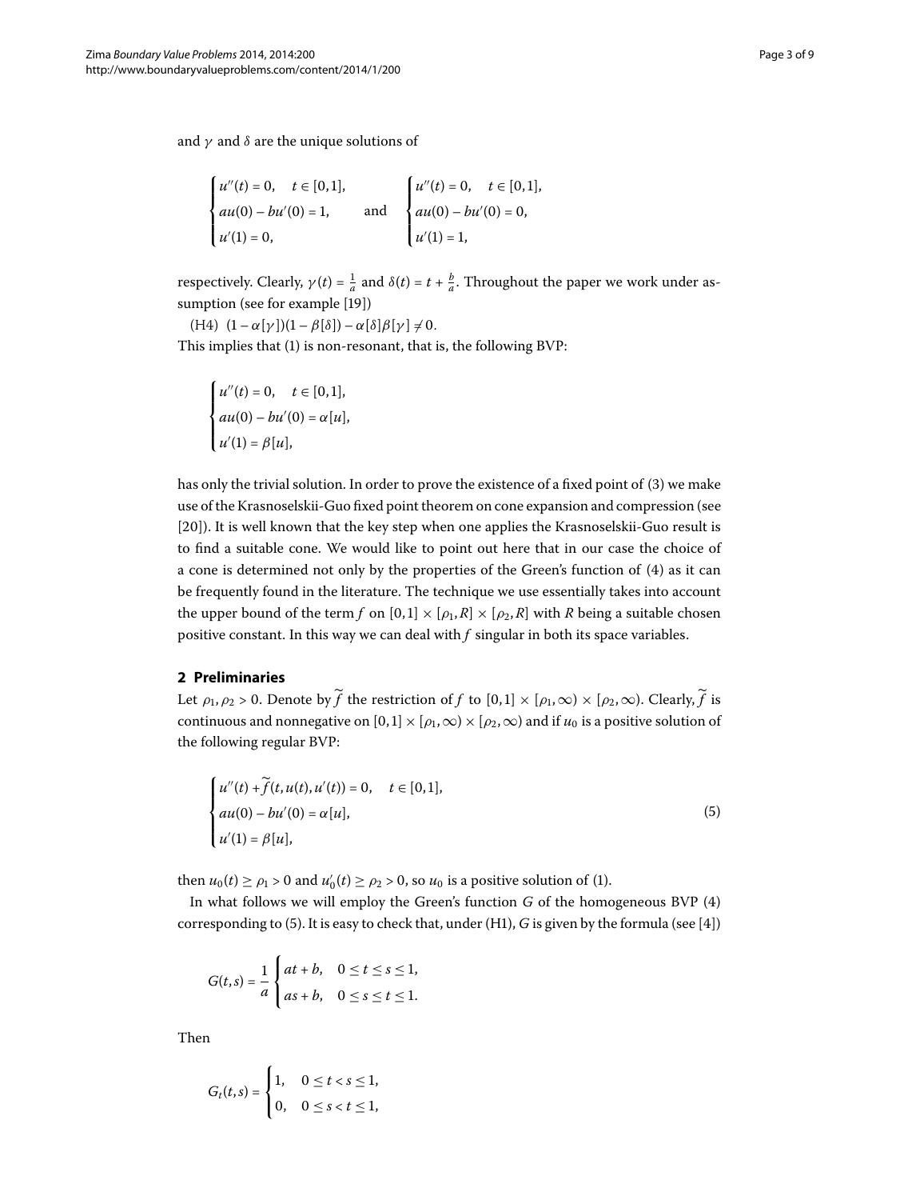and $\gamma$ and $\delta$ are the unique solutions of

$$\begin{cases} u''(t) = 0, & t \in [0,1], \\ au(0) - bu'(0) = 1, \\ u'(1) = 0, \end{cases} \quad \text{and} \quad \begin{cases} u''(t) = 0, & t \in [0,1], \\ au(0) - bu'(0) = 0, \\ u'(1) = 1, \end{cases}$$

respectively. Clearly, $\gamma(t) = \frac{1}{a}$ and $\delta(t) = t + \frac{b}{a}$. Throughout the paper we work under assumption (see for example [19])

(H4) $(1 - \alpha[\gamma])(1 - \beta[\delta]) - \alpha[\delta]\beta[\gamma] \neq 0$.

This implies that (1) is non-resonant, that is, the following BVP:

$$\begin{cases} u''(t) = 0, & t \in [0,1], \\ au(0) - bu'(0) = \alpha[u], \\ u'(1) = \beta[u], \end{cases}$$

has only the trivial solution. In order to prove the existence of a fixed point of (3) we make use of the Krasnoselskii-Guo fixed point theorem on cone expansion and compression (see [20]). It is well known that the key step when one applies the Krasnoselskii-Guo result is to find a suitable cone. We would like to point out here that in our case the choice of a cone is determined not only by the properties of the Green's function of (4) as it can be frequently found in the literature. The technique we use essentially takes into account the upper bound of the term $f$ on $[0,1] \times [\rho_1, R] \times [\rho_2, R]$ with $R$ being a suitable chosen positive constant. In this way we can deal with $f$ singular in both its space variables.

## 2 Preliminaries

Let $\rho_1, \rho_2 > 0$. Denote by $\widetilde{f}$ the restriction of $f$ to $[0,1] \times [\rho_1, \infty) \times [\rho_2, \infty)$. Clearly, $\widetilde{f}$ is continuous and nonnegative on $[0,1] \times [\rho_1, \infty) \times [\rho_2, \infty)$ and if $u_0$ is a positive solution of the following regular BVP:

$$\begin{cases} u''(t) + \widetilde{f}(t, u(t), u'(t)) = 0, & t \in [0,1], \\ au(0) - bu'(0) = \alpha[u], \\ u'(1) = \beta[u], \end{cases} \tag{5}$$

then $u_0(t) \geq \rho_1 > 0$ and $u_0'(t) \geq \rho_2 > 0$, so $u_0$ is a positive solution of (1).

In what follows we will employ the Green's function $G$ of the homogeneous BVP (4) corresponding to (5). It is easy to check that, under (H1), $G$ is given by the formula (see [4])

$$G(t,s) = \frac{1}{a} \begin{cases} at + b, & 0 \leq t \leq s \leq 1, \\ as + b, & 0 \leq s \leq t \leq 1. \end{cases}$$

Then

$$G_t(t,s) = \begin{cases} 1, & 0 \leq t < s \leq 1, \\ 0, & 0 \leq s < t \leq 1, \end{cases}$$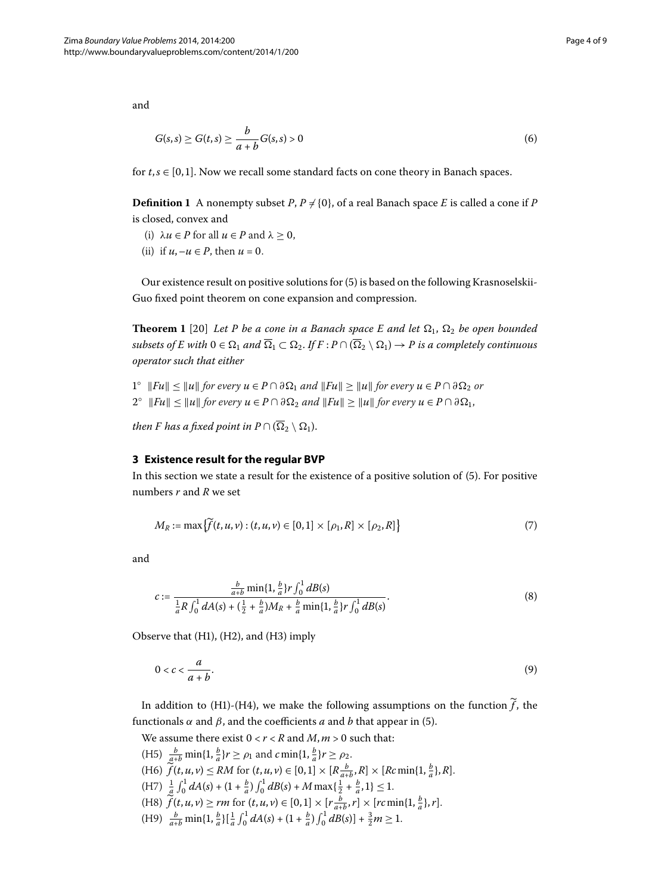and

$$G(s,s) \geq G(t,s) \geq \frac{b}{a+b} G(s,s) > 0 \tag{6}$$

for $t, s \in [0,1]$. Now we recall some standard facts on cone theory in Banach spaces.

**Definition 1** A nonempty subset $P$, $P \neq \{0\}$, of a real Banach space $E$ is called a cone if $P$ is closed, convex and

(i) $\lambda u \in P$ for all $u \in P$ and $\lambda \geq 0$,

(ii) if $u, -u \in P$, then $u = 0$.

Our existence result on positive solutions for (5) is based on the following Krasnoselskii-Guo fixed point theorem on cone expansion and compression.

**Theorem 1** [20] *Let $P$ be a cone in a Banach space $E$ and let $\Omega_1$, $\Omega_2$ be open bounded subsets of $E$ with $0 \in \Omega_1$ and $\overline{\Omega}_1 \subset \Omega_2$. If $F : P \cap (\overline{\Omega}_2 \setminus \Omega_1) \to P$ is a completely continuous operator such that either*

$1^\circ$ *$\|Fu\| \leq \|u\|$ for every $u \in P \cap \partial\Omega_1$ and $\|Fu\| \geq \|u\|$ for every $u \in P \cap \partial\Omega_2$ or*

$2^\circ$ *$\|Fu\| \leq \|u\|$ for every $u \in P \cap \partial\Omega_2$ and $\|Fu\| \geq \|u\|$ for every $u \in P \cap \partial\Omega_1$,*

*then $F$ has a fixed point in $P \cap (\overline{\Omega}_2 \setminus \Omega_1)$.*

## 3 Existence result for the regular BVP

In this section we state a result for the existence of a positive solution of (5). For positive numbers $r$ and $R$ we set

$$M_R := \max\bigl\{\widetilde{f}(t,u,v) : (t,u,v) \in [0,1] \times [\rho_1, R] \times [\rho_2, R]\bigr\} \tag{7}$$

and

$$c := \frac{\frac{b}{a+b}\min\{1, \frac{b}{a}\} r \int_0^1 dB(s)}{\frac{1}{a} R \int_0^1 dA(s) + (\frac{1}{2} + \frac{b}{a}) M_R + \frac{b}{a}\min\{1, \frac{b}{a}\} r \int_0^1 dB(s)}. \tag{8}$$

Observe that (H1), (H2), and (H3) imply

$$0 < c < \frac{a}{a+b}. \tag{9}$$

In addition to (H1)-(H4), we make the following assumptions on the function $\widetilde{f}$, the functionals $\alpha$ and $\beta$, and the coefficients $a$ and $b$ that appear in (5).

We assume there exist $0 < r < R$ and $M, m > 0$ such that:

(H5) $\frac{b}{a+b}\min\{1, \frac{b}{a}\} r \geq \rho_1$ and $c\min\{1, \frac{b}{a}\} r \geq \rho_2$.

(H6) $\widetilde{f}(t,u,v) \leq RM$ for $(t,u,v) \in [0,1] \times [R\frac{b}{a+b}, R] \times [Rc\min\{1, \frac{b}{a}\}, R]$.

(H7) $\frac{1}{a}\int_0^1 dA(s) + (1 + \frac{b}{a})\int_0^1 dB(s) + M\max\{\frac{1}{2} + \frac{b}{a}, 1\} \leq 1$.

(H8) $\widetilde{f}(t,u,v) \geq rm$ for $(t,u,v) \in [0,1] \times [r\frac{b}{a+b}, r] \times [rc\min\{1, \frac{b}{a}\}, r]$.

(H9) $\frac{b}{a+b}\min\{1, \frac{b}{a}\}[\frac{1}{a}\int_0^1 dA(s) + (1 + \frac{b}{a})\int_0^1 dB(s)] + \frac{3}{2}m \geq 1$.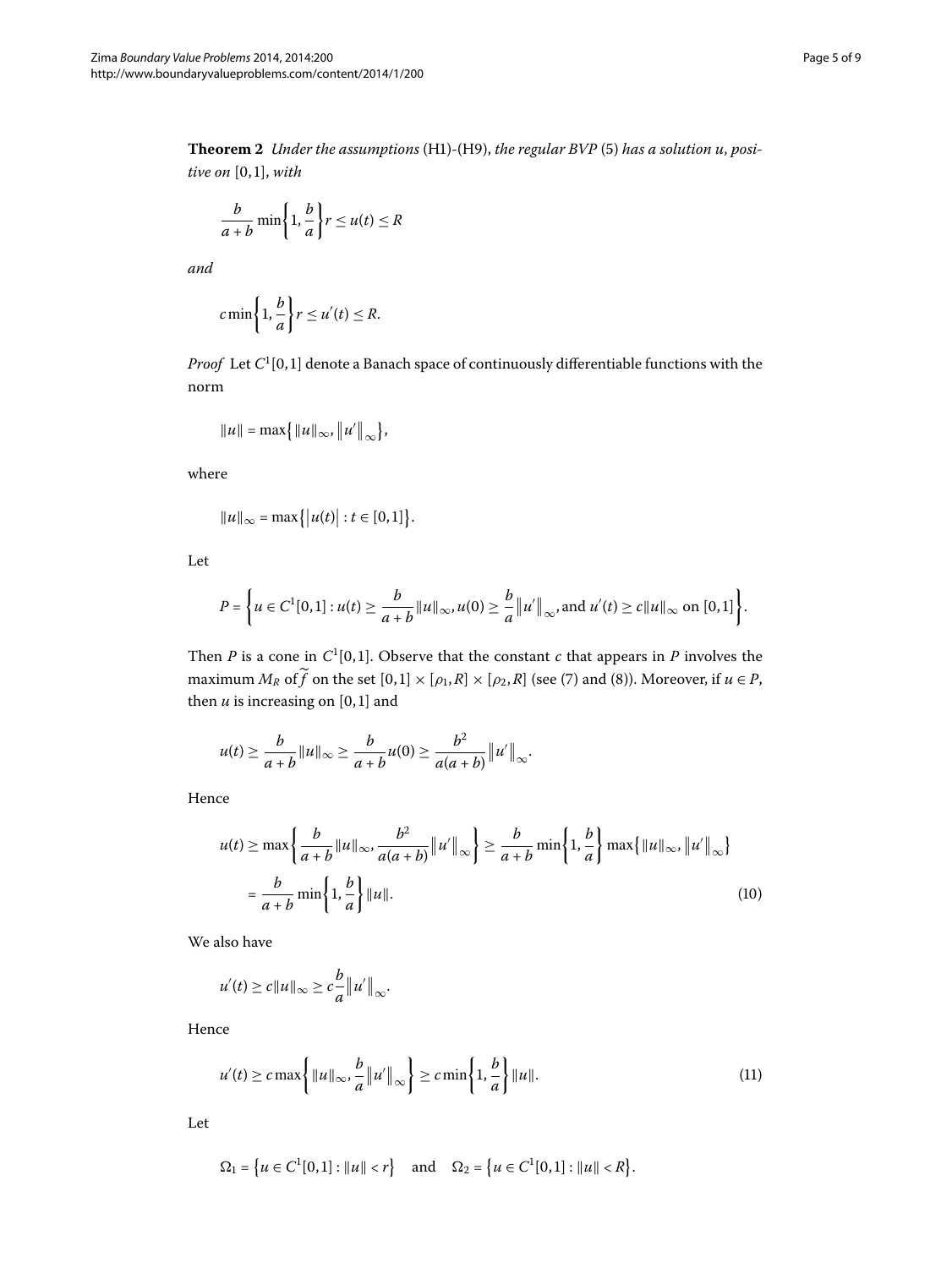**Theorem 2** *Under the assumptions* (H1)-(H9), *the regular BVP* (5) *has a solution* $u$, *positive on* $[0,1]$, *with*

$$\frac{b}{a+b}\min\left\{1,\frac{b}{a}\right\}r \le u(t) \le R$$

*and*

$$c\min\left\{1,\frac{b}{a}\right\}r \le u'(t) \le R.$$

*Proof* Let $C^1[0,1]$ denote a Banach space of continuously differentiable functions with the norm

$$\|u\| = \max\{\|u\|_\infty, \|u'\|_\infty\},$$

where

$$\|u\|_\infty = \max\{|u(t)| : t \in [0,1]\}.$$

Let

$$P = \left\{u \in C^1[0,1] : u(t) \ge \frac{b}{a+b}\|u\|_\infty, u(0) \ge \frac{b}{a}\|u'\|_\infty, \text{and } u'(t) \ge c\|u\|_\infty \text{ on } [0,1]\right\}.$$

Then $P$ is a cone in $C^1[0,1]$. Observe that the constant $c$ that appears in $P$ involves the maximum $M_R$ of $\widetilde{f}$ on the set $[0,1] \times [\rho_1, R] \times [\rho_2, R]$ (see (7) and (8)). Moreover, if $u \in P$, then $u$ is increasing on $[0,1]$ and

$$u(t) \ge \frac{b}{a+b}\|u\|_\infty \ge \frac{b}{a+b}u(0) \ge \frac{b^2}{a(a+b)}\|u'\|_\infty.$$

Hence

$$\begin{aligned} u(t) &\ge \max\left\{\frac{b}{a+b}\|u\|_\infty, \frac{b^2}{a(a+b)}\|u'\|_\infty\right\} \ge \frac{b}{a+b}\min\left\{1,\frac{b}{a}\right\}\max\{\|u\|_\infty, \|u'\|_\infty\} \\ &= \frac{b}{a+b}\min\left\{1,\frac{b}{a}\right\}\|u\|. \end{aligned} \tag{10}$$

We also have

$$u'(t) \ge c\|u\|_\infty \ge c\frac{b}{a}\|u'\|_\infty.$$

Hence

$$u'(t) \ge c\max\left\{\|u\|_\infty, \frac{b}{a}\|u'\|_\infty\right\} \ge c\min\left\{1,\frac{b}{a}\right\}\|u\|. \tag{11}$$

Let

$$\Omega_1 = \{u \in C^1[0,1] : \|u\| < r\} \quad \text{and} \quad \Omega_2 = \{u \in C^1[0,1] : \|u\| < R\}.$$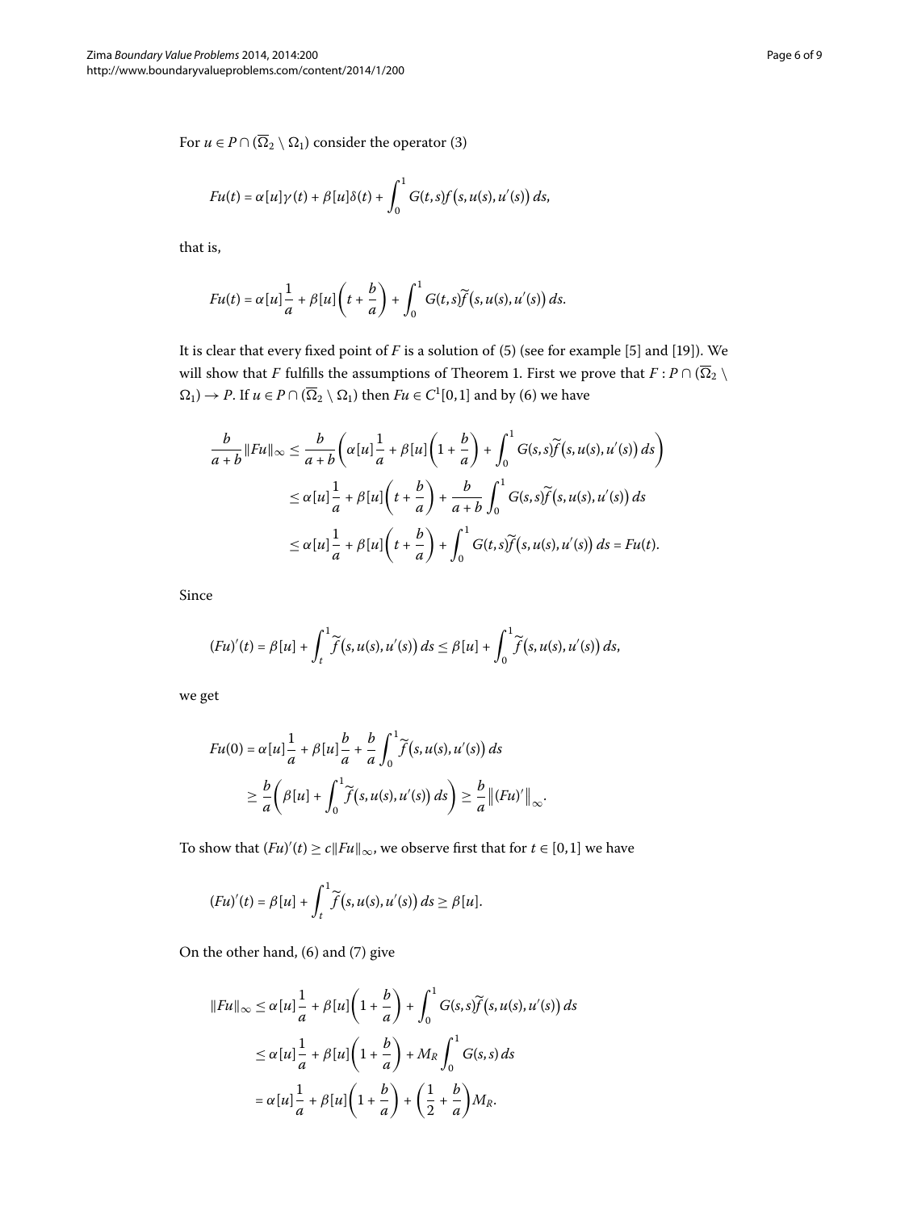For $u \in P \cap (\overline{\Omega}_2 \setminus \Omega_1)$ consider the operator (3)

$$Fu(t) = \alpha[u]\gamma(t) + \beta[u]\delta(t) + \int_0^1 G(t,s) f\big(s, u(s), u'(s)\big)\, ds,$$

that is,

$$Fu(t) = \alpha[u]\frac{1}{a} + \beta[u]\left(t + \frac{b}{a}\right) + \int_0^1 G(t,s)\widetilde{f}\big(s, u(s), u'(s)\big)\, ds.$$

It is clear that every fixed point of $F$ is a solution of (5) (see for example [5] and [19]). We will show that $F$ fulfills the assumptions of Theorem 1. First we prove that $F : P \cap (\overline{\Omega}_2 \setminus \Omega_1) \to P$. If $u \in P \cap (\overline{\Omega}_2 \setminus \Omega_1)$ then $Fu \in C^1[0,1]$ and by (6) we have

$$\begin{aligned}
\frac{b}{a+b}\|Fu\|_\infty &\leq \frac{b}{a+b}\left(\alpha[u]\frac{1}{a} + \beta[u]\left(1 + \frac{b}{a}\right) + \int_0^1 G(s,s)\widetilde{f}\big(s, u(s), u'(s)\big)\, ds\right) \\
&\leq \alpha[u]\frac{1}{a} + \beta[u]\left(t + \frac{b}{a}\right) + \frac{b}{a+b}\int_0^1 G(s,s)\widetilde{f}\big(s, u(s), u'(s)\big)\, ds \\
&\leq \alpha[u]\frac{1}{a} + \beta[u]\left(t + \frac{b}{a}\right) + \int_0^1 G(t,s)\widetilde{f}\big(s, u(s), u'(s)\big)\, ds = Fu(t).
\end{aligned}$$

Since

$$(Fu)'(t) = \beta[u] + \int_t^1 \widetilde{f}\big(s, u(s), u'(s)\big)\, ds \leq \beta[u] + \int_0^1 \widetilde{f}\big(s, u(s), u'(s)\big)\, ds,$$

we get

$$\begin{aligned}
Fu(0) &= \alpha[u]\frac{1}{a} + \beta[u]\frac{b}{a} + \frac{b}{a}\int_0^1 \widetilde{f}\big(s, u(s), u'(s)\big)\, ds \\
&\geq \frac{b}{a}\left(\beta[u] + \int_0^1 \widetilde{f}\big(s, u(s), u'(s)\big)\, ds\right) \geq \frac{b}{a}\big\|(Fu)'\big\|_\infty.
\end{aligned}$$

To show that $(Fu)'(t) \geq c\|Fu\|_\infty$, we observe first that for $t \in [0,1]$ we have

$$(Fu)'(t) = \beta[u] + \int_t^1 \widetilde{f}\big(s, u(s), u'(s)\big)\, ds \geq \beta[u].$$

On the other hand, (6) and (7) give

$$\begin{aligned}
\|Fu\|_\infty &\leq \alpha[u]\frac{1}{a} + \beta[u]\left(1 + \frac{b}{a}\right) + \int_0^1 G(s,s)\widetilde{f}\big(s, u(s), u'(s)\big)\, ds \\
&\leq \alpha[u]\frac{1}{a} + \beta[u]\left(1 + \frac{b}{a}\right) + M_R\int_0^1 G(s,s)\, ds \\
&= \alpha[u]\frac{1}{a} + \beta[u]\left(1 + \frac{b}{a}\right) + \left(\frac{1}{2} + \frac{b}{a}\right)M_R.
\end{aligned}$$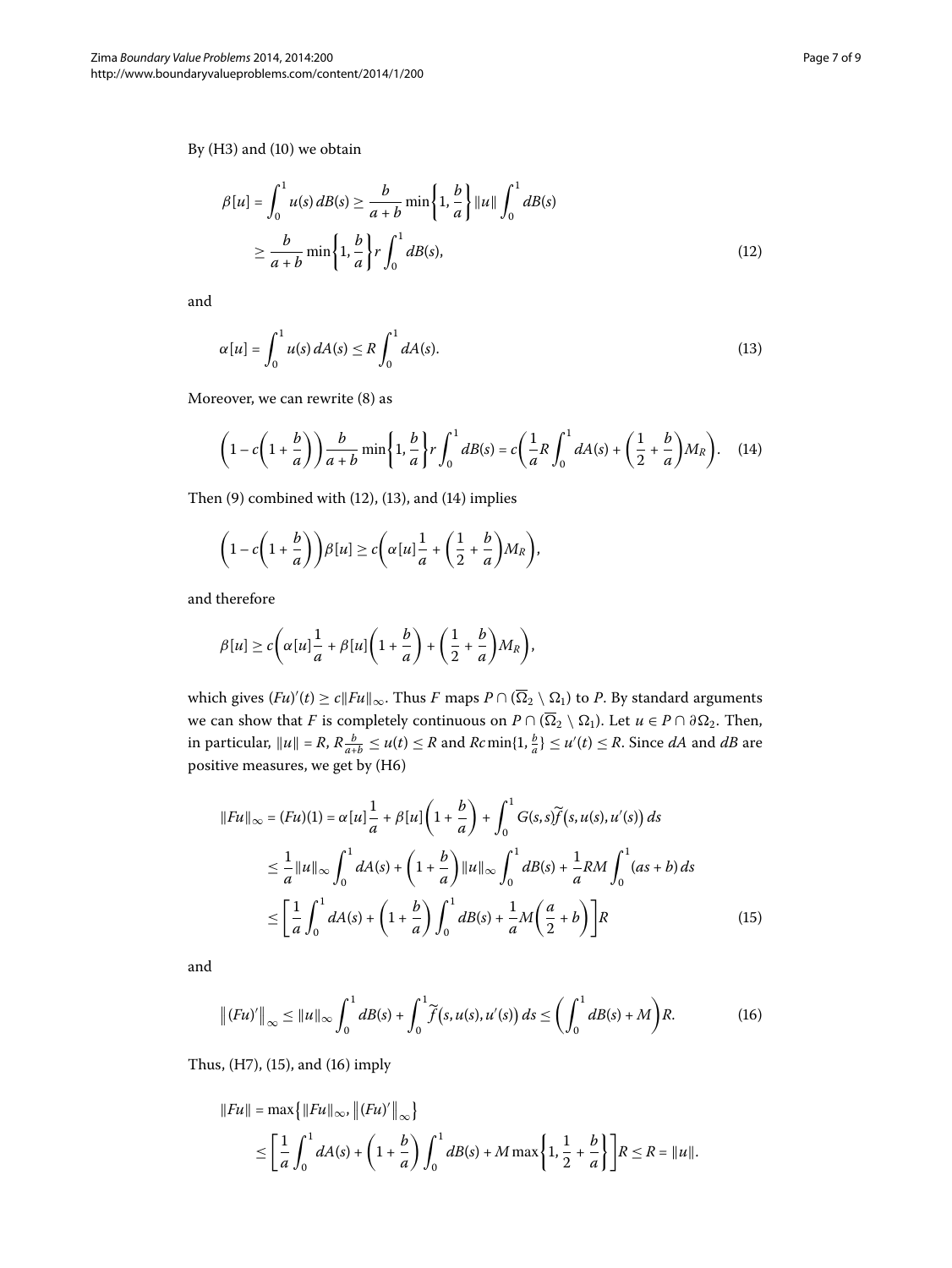By (H3) and (10) we obtain

$$
\begin{aligned}
\beta[u] = \int_0^1 u(s)\,dB(s) &\geq \frac{b}{a+b}\min\left\{1, \frac{b}{a}\right\}\|u\|\int_0^1 dB(s) \\
&\geq \frac{b}{a+b}\min\left\{1, \frac{b}{a}\right\} r\int_0^1 dB(s),
\end{aligned}
\tag{12}
$$

and

$$
\alpha[u] = \int_0^1 u(s)\,dA(s) \leq R\int_0^1 dA(s). \tag{13}
$$

Moreover, we can rewrite (8) as

$$
\left(1 - c\left(1 + \frac{b}{a}\right)\right)\frac{b}{a+b}\min\left\{1, \frac{b}{a}\right\} r\int_0^1 dB(s) = c\left(\frac{1}{a}R\int_0^1 dA(s) + \left(\frac{1}{2} + \frac{b}{a}\right)M_R\right). \tag{14}
$$

Then (9) combined with (12), (13), and (14) implies

$$
\left(1 - c\left(1 + \frac{b}{a}\right)\right)\beta[u] \geq c\left(\alpha[u]\frac{1}{a} + \left(\frac{1}{2} + \frac{b}{a}\right)M_R\right),
$$

and therefore

$$
\beta[u] \geq c\left(\alpha[u]\frac{1}{a} + \beta[u]\left(1 + \frac{b}{a}\right) + \left(\frac{1}{2} + \frac{b}{a}\right)M_R\right),
$$

which gives $(Fu)'(t) \geq c\|Fu\|_\infty$. Thus $F$ maps $P \cap (\overline{\Omega}_2 \setminus \Omega_1)$ to $P$. By standard arguments we can show that $F$ is completely continuous on $P \cap (\overline{\Omega}_2 \setminus \Omega_1)$. Let $u \in P \cap \partial\Omega_2$. Then, in particular, $\|u\| = R$, $R\frac{b}{a+b} \leq u(t) \leq R$ and $Rc\min\{1, \frac{b}{a}\} \leq u'(t) \leq R$. Since $dA$ and $dB$ are positive measures, we get by (H6)

$$
\begin{aligned}
\|Fu\|_\infty = (Fu)(1) &= \alpha[u]\frac{1}{a} + \beta[u]\left(1 + \frac{b}{a}\right) + \int_0^1 G(s,s)\widetilde{f}\big(s, u(s), u'(s)\big)\,ds \\
&\leq \frac{1}{a}\|u\|_\infty\int_0^1 dA(s) + \left(1 + \frac{b}{a}\right)\|u\|_\infty\int_0^1 dB(s) + \frac{1}{a}RM\int_0^1 (as+b)\,ds \\
&\leq \left[\frac{1}{a}\int_0^1 dA(s) + \left(1 + \frac{b}{a}\right)\int_0^1 dB(s) + \frac{1}{a}M\left(\frac{a}{2} + b\right)\right]R
\end{aligned}
\tag{15}
$$

and

$$
\left\|(Fu)'\right\|_\infty \leq \|u\|_\infty\int_0^1 dB(s) + \int_0^1 \widetilde{f}\big(s, u(s), u'(s)\big)\,ds \leq \left(\int_0^1 dB(s) + M\right)R. \tag{16}
$$

Thus, (H7), (15), and (16) imply

$$
\begin{aligned}
\|Fu\| &= \max\left\{\|Fu\|_\infty, \left\|(Fu)'\right\|_\infty\right\} \\
&\leq \left[\frac{1}{a}\int_0^1 dA(s) + \left(1 + \frac{b}{a}\right)\int_0^1 dB(s) + M\max\left\{1, \frac{1}{2} + \frac{b}{a}\right\}\right]R \leq R = \|u\|.
\end{aligned}
$$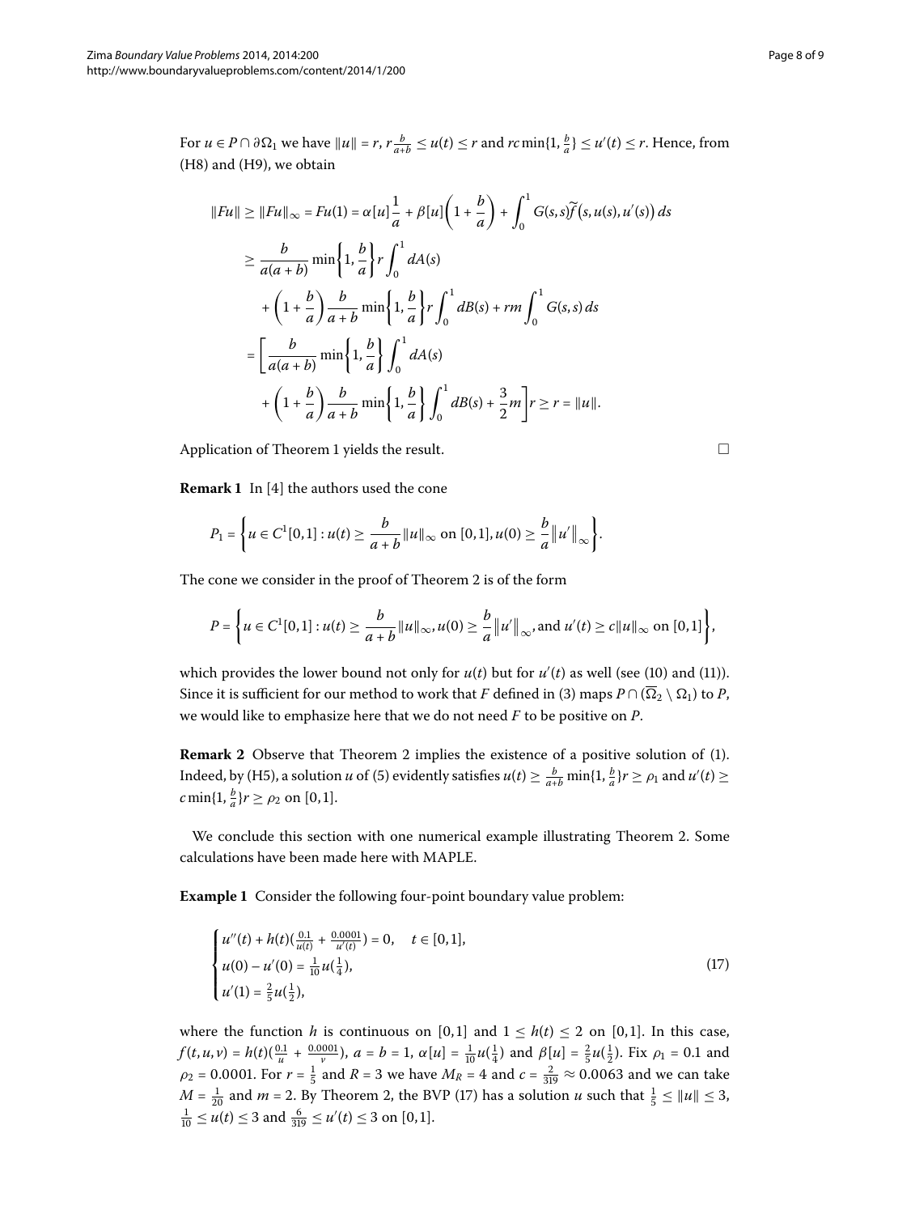For $u \in P \cap \partial\Omega_1$ we have $\|u\| = r$, $r\frac{b}{a+b} \le u(t) \le r$ and $rc\min\{1, \frac{b}{a}\} \le u'(t) \le r$. Hence, from (H8) and (H9), we obtain

$$
\begin{aligned}
\|Fu\| \ge \|Fu\|_\infty = Fu(1) &= \alpha[u]\frac{1}{a} + \beta[u]\left(1 + \frac{b}{a}\right) + \int_0^1 G(s,s)\widetilde{f}\bigl(s, u(s), u'(s)\bigr)\,ds \\
&\ge \frac{b}{a(a+b)}\min\left\{1, \frac{b}{a}\right\} r \int_0^1 dA(s) \\
&\quad + \left(1 + \frac{b}{a}\right)\frac{b}{a+b}\min\left\{1, \frac{b}{a}\right\} r \int_0^1 dB(s) + rm\int_0^1 G(s,s)\,ds \\
&= \left[\frac{b}{a(a+b)}\min\left\{1, \frac{b}{a}\right\}\int_0^1 dA(s) \right. \\
&\quad \left. + \left(1 + \frac{b}{a}\right)\frac{b}{a+b}\min\left\{1, \frac{b}{a}\right\}\int_0^1 dB(s) + \frac{3}{2}m\right] r \ge r = \|u\|.
\end{aligned}
$$

Application of Theorem 1 yields the result. □

**Remark 1** In [4] the authors used the cone

$$P_1 = \left\{ u \in C^1[0,1] : u(t) \ge \frac{b}{a+b}\|u\|_\infty \text{ on } [0,1], u(0) \ge \frac{b}{a}\left\|u'\right\|_\infty \right\}.$$

The cone we consider in the proof of Theorem 2 is of the form

$$P = \left\{ u \in C^1[0,1] : u(t) \ge \frac{b}{a+b}\|u\|_\infty, u(0) \ge \frac{b}{a}\left\|u'\right\|_\infty, \text{and } u'(t) \ge c\|u\|_\infty \text{ on } [0,1] \right\},$$

which provides the lower bound not only for $u(t)$ but for $u'(t)$ as well (see (10) and (11)). Since it is sufficient for our method to work that $F$ defined in (3) maps $P \cap (\overline{\Omega}_2 \setminus \Omega_1)$ to $P$, we would like to emphasize here that we do not need $F$ to be positive on $P$.

**Remark 2** Observe that Theorem 2 implies the existence of a positive solution of (1). Indeed, by (H5), a solution $u$ of (5) evidently satisfies $u(t) \ge \frac{b}{a+b}\min\{1, \frac{b}{a}\}r \ge \rho_1$ and $u'(t) \ge c\min\{1, \frac{b}{a}\}r \ge \rho_2$ on $[0,1]$.

We conclude this section with one numerical example illustrating Theorem 2. Some calculations have been made here with MAPLE.

**Example 1** Consider the following four-point boundary value problem:

$$
\begin{cases}
u''(t) + h(t)\left(\frac{0.1}{u(t)} + \frac{0.0001}{u'(t)}\right) = 0, \quad t \in [0,1], \\
u(0) - u'(0) = \frac{1}{10}u\left(\frac{1}{4}\right), \\
u'(1) = \frac{2}{5}u\left(\frac{1}{2}\right),
\end{cases}
\tag{17}
$$

where the function $h$ is continuous on $[0,1]$ and $1 \le h(t) \le 2$ on $[0,1]$. In this case, $f(t,u,v) = h(t)(\frac{0.1}{u} + \frac{0.0001}{v})$, $a = b = 1$, $\alpha[u] = \frac{1}{10}u(\frac{1}{4})$ and $\beta[u] = \frac{2}{5}u(\frac{1}{2})$. Fix $\rho_1 = 0.1$ and $\rho_2 = 0.0001$. For $r = \frac{1}{5}$ and $R = 3$ we have $M_R = 4$ and $c = \frac{2}{319} \approx 0.0063$ and we can take $M = \frac{1}{20}$ and $m = 2$. By Theorem 2, the BVP (17) has a solution $u$ such that $\frac{1}{5} \le \|u\| \le 3$, $\frac{1}{10} \le u(t) \le 3$ and $\frac{6}{319} \le u'(t) \le 3$ on $[0,1]$.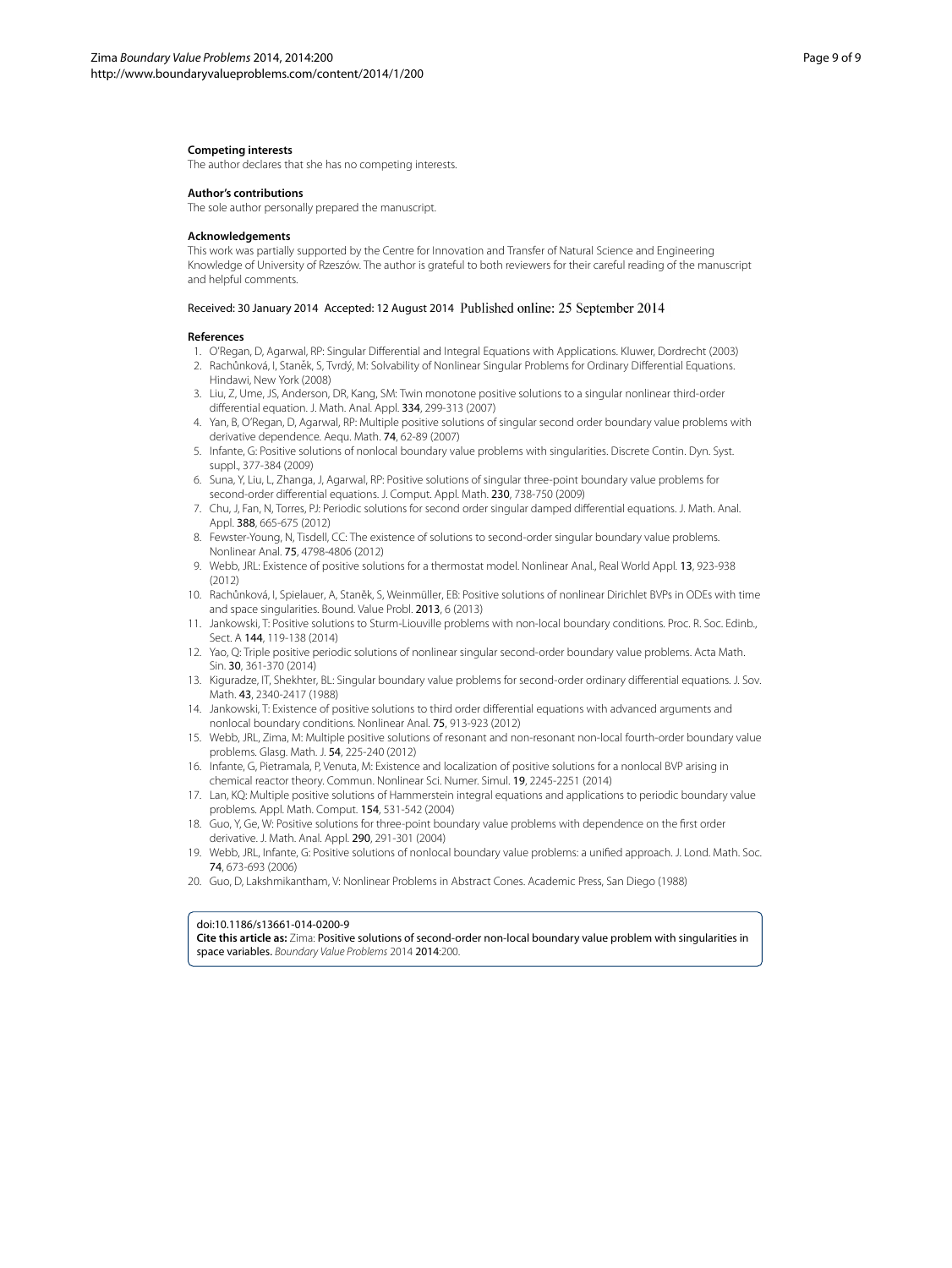### Competing interests

The author declares that she has no competing interests.

### Author's contributions

The sole author personally prepared the manuscript.

### Acknowledgements

This work was partially supported by the Centre for Innovation and Transfer of Natural Science and Engineering Knowledge of University of Rzeszów. The author is grateful to both reviewers for their careful reading of the manuscript and helpful comments.

Received: 30 January 2014 Accepted: 12 August 2014 Published online: 25 September 2014

### References

1. O'Regan, D, Agarwal, RP: Singular Differential and Integral Equations with Applications. Kluwer, Dordrecht (2003)
2. Rachůnková, I, Staněk, S, Tvrdý, M: Solvability of Nonlinear Singular Problems for Ordinary Differential Equations. Hindawi, New York (2008)
3. Liu, Z, Ume, JS, Anderson, DR, Kang, SM: Twin monotone positive solutions to a singular nonlinear third-order differential equation. J. Math. Anal. Appl. **334**, 299-313 (2007)
4. Yan, B, O'Regan, D, Agarwal, RP: Multiple positive solutions of singular second order boundary value problems with derivative dependence. Aequ. Math. **74**, 62-89 (2007)
5. Infante, G: Positive solutions of nonlocal boundary value problems with singularities. Discrete Contin. Dyn. Syst. suppl., 377-384 (2009)
6. Suna, Y, Liu, L, Zhanga, J, Agarwal, RP: Positive solutions of singular three-point boundary value problems for second-order differential equations. J. Comput. Appl. Math. **230**, 738-750 (2009)
7. Chu, J, Fan, N, Torres, PJ: Periodic solutions for second order singular damped differential equations. J. Math. Anal. Appl. **388**, 665-675 (2012)
8. Fewster-Young, N, Tisdell, CC: The existence of solutions to second-order singular boundary value problems. Nonlinear Anal. **75**, 4798-4806 (2012)
9. Webb, JRL: Existence of positive solutions for a thermostat model. Nonlinear Anal., Real World Appl. **13**, 923-938 (2012)
10. Rachůnková, I, Spielauer, A, Staněk, S, Weinmüller, EB: Positive solutions of nonlinear Dirichlet BVPs in ODEs with time and space singularities. Bound. Value Probl. **2013**, 6 (2013)
11. Jankowski, T: Positive solutions to Sturm-Liouville problems with non-local boundary conditions. Proc. R. Soc. Edinb., Sect. A **144**, 119-138 (2014)
12. Yao, Q: Triple positive periodic solutions of nonlinear singular second-order boundary value problems. Acta Math. Sin. **30**, 361-370 (2014)
13. Kiguradze, IT, Shekhter, BL: Singular boundary value problems for second-order ordinary differential equations. J. Sov. Math. **43**, 2340-2417 (1988)
14. Jankowski, T: Existence of positive solutions to third order differential equations with advanced arguments and nonlocal boundary conditions. Nonlinear Anal. **75**, 913-923 (2012)
15. Webb, JRL, Zima, M: Multiple positive solutions of resonant and non-resonant non-local fourth-order boundary value problems. Glasg. Math. J. **54**, 225-240 (2012)
16. Infante, G, Pietramala, P, Venuta, M: Existence and localization of positive solutions for a nonlocal BVP arising in chemical reactor theory. Commun. Nonlinear Sci. Numer. Simul. **19**, 2245-2251 (2014)
17. Lan, KQ: Multiple positive solutions of Hammerstein integral equations and applications to periodic boundary value problems. Appl. Math. Comput. **154**, 531-542 (2004)
18. Guo, Y, Ge, W: Positive solutions for three-point boundary value problems with dependence on the first order derivative. J. Math. Anal. Appl. **290**, 291-301 (2004)
19. Webb, JRL, Infante, G: Positive solutions of nonlocal boundary value problems: a unified approach. J. Lond. Math. Soc. **74**, 673-693 (2006)
20. Guo, D, Lakshmikantham, V: Nonlinear Problems in Abstract Cones. Academic Press, San Diego (1988)

doi:10.1186/s13661-014-0200-9

**Cite this article as:** Zima: Positive solutions of second-order non-local boundary value problem with singularities in space variables. *Boundary Value Problems* 2014 **2014**:200.